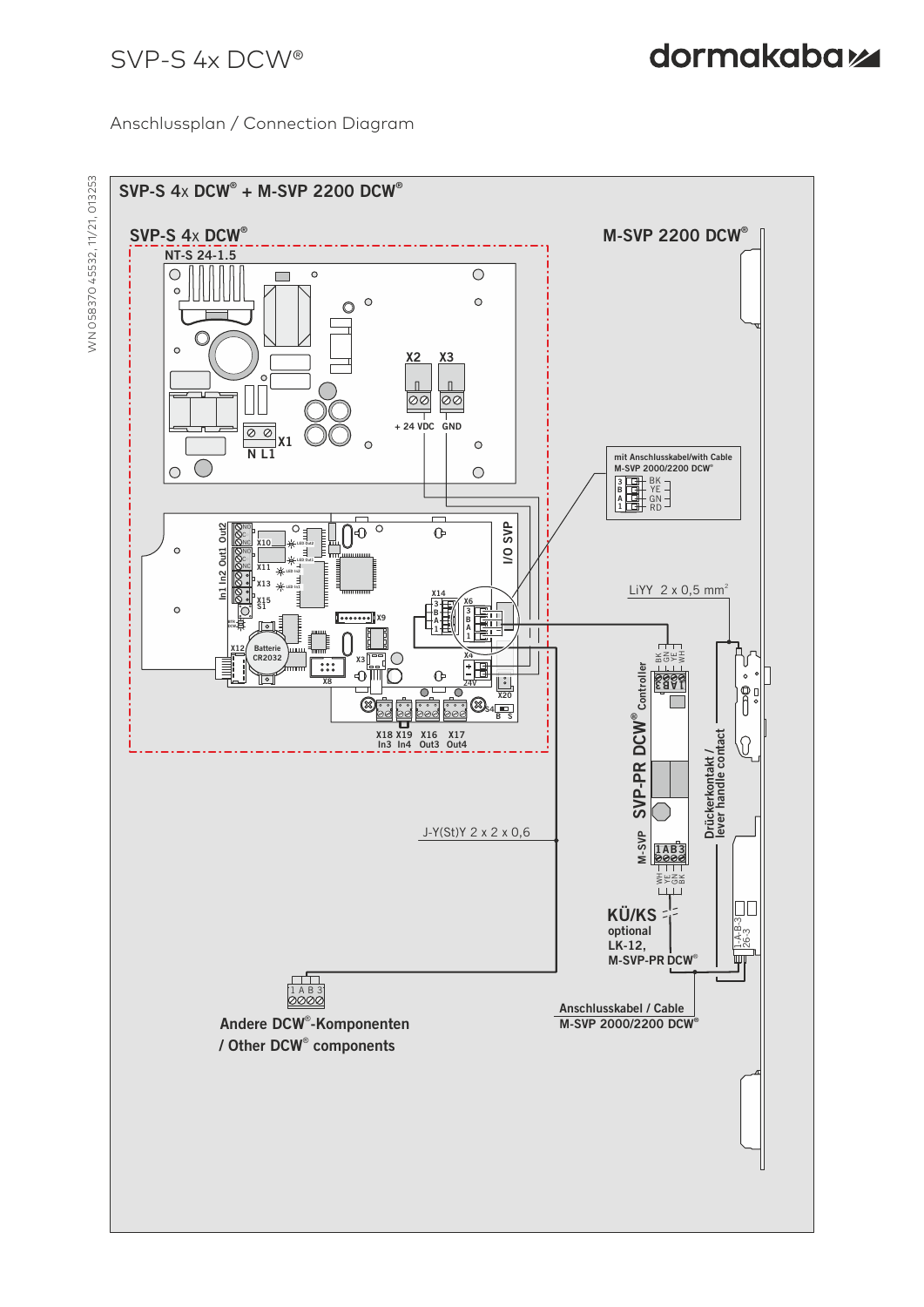# SVP-S 4x DCW®

## Anschlussplan / Connection Diagram

WN 058370 45532, 11/21, 013253

### SVP-S 4x DCW® + M-SVP 2200 DCW®

SVP-S 4x DCW®

NT-S 24-1.5

X2 X3

+ 24 VDC GND

X1

N L1

Out2 Out1 In2 In1

X10 X11 X13 X15 S1

X12 Batterie CR2032

X8 X9 X3

X14 X6

I/O SVP

X4 24V

X20

X18 X19 X16 X17 S4

In3 In4 Out3 Out4

M-SVP 2200 DCW®

mit Anschlusskabel/with Cable M-SVP 2000/2200 DCW®

3 B A 1 — BK YE GN RD

LiYY 2 x 0,5 mm²

J-Y(St)Y 2 x 2 x 0,6

BK GN YE WH

Controller

SVP-PR DCW®

M-SVP

1 A B 3

WH YE GN BK

Drückerkontakt / lever handle contact

KÜ/KS optional LK-12, M-SVP-PR DCW®

1-A-B-3 26-3

1 A B 3

Andere DCW®-Komponenten / Other DCW® components

Anschlusskabel / Cable M-SVP 2000/2200 DCW®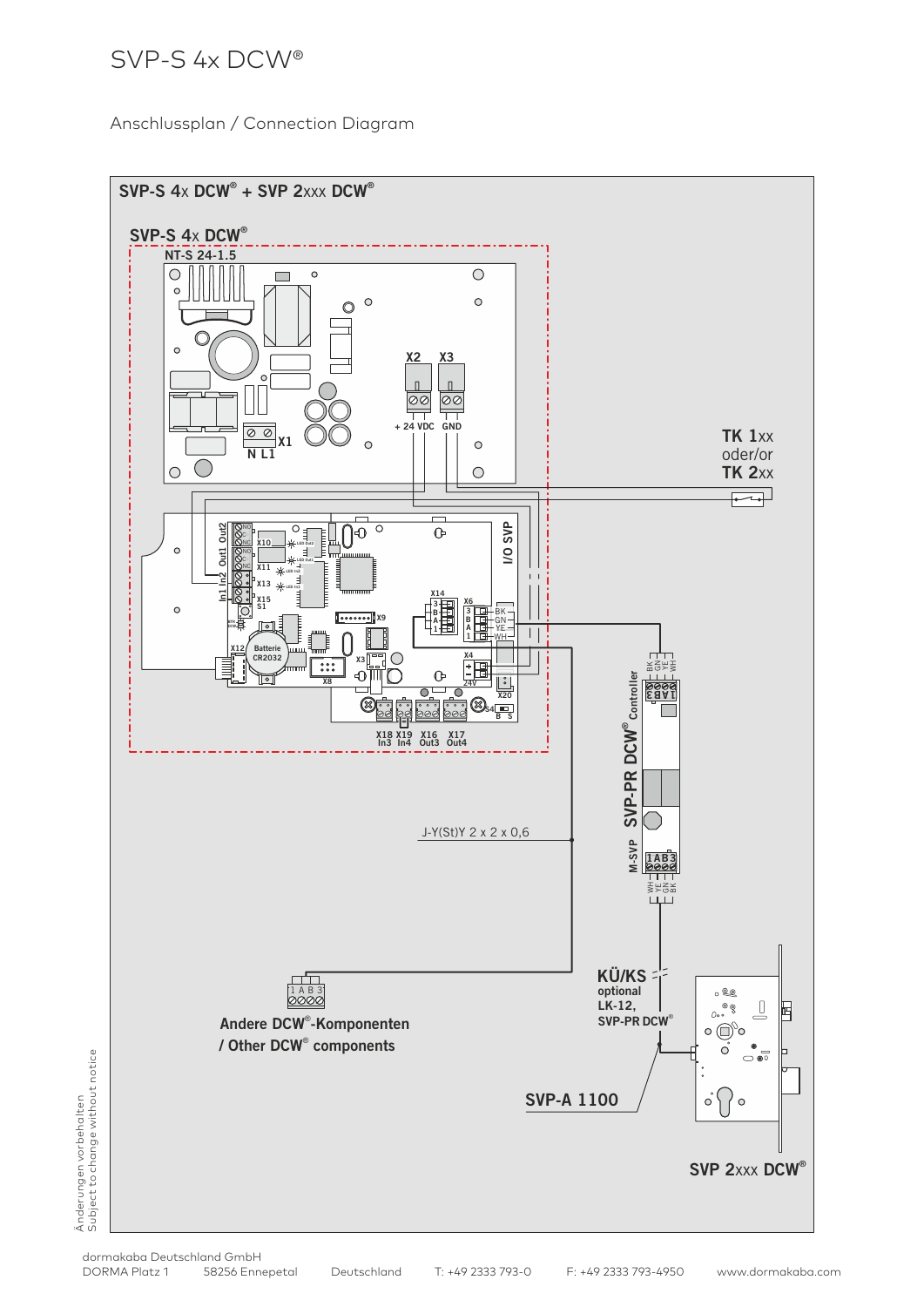# SVP-S 4x DCW®

## Anschlussplan / Connection Diagram

**SVP-S 4x DCW® + SVP 2xxx DCW®**

**SVP-S 4x DCW®**

**NT-S 24-1.5**

X1 N L1

X2 X3

+ 24 VDC GND

**TK 1xx**
oder/or
**TK 2xx**

I/O SVP

Out2 Out1 In2 In1

X10 X11 X13 X15 S1

X14 3 B A 1

X6 3 B A 1 BK GN YE WH

X9

X12 Batterie CR2032

X8 X3

X4 24V

X20

S4 B S

X18 In3 X19 In4 X16 Out3 X17 Out4

J-Y(St)Y 2 x 2 x 0,6

SVP-PR DCW® Controller

M-SVP

BK GN YE WH

1 A B 3

1 A B 3

WH YE GN BK

**KÜ/KS**
optional
LK-12,
SVP-PR DCW®

1 A B 3

**Andere DCW®-Komponenten**
**/ Other DCW® components**

**SVP-A 1100**

**SVP 2xxx DCW®**

Änderungen vorbehalten
Subject to change without notice

dormakaba Deutschland GmbH
DORMA Platz 1 58256 Ennepetal Deutschland T: +49 2333 793-0 F: +49 2333 793-4950 www.dormakaba.com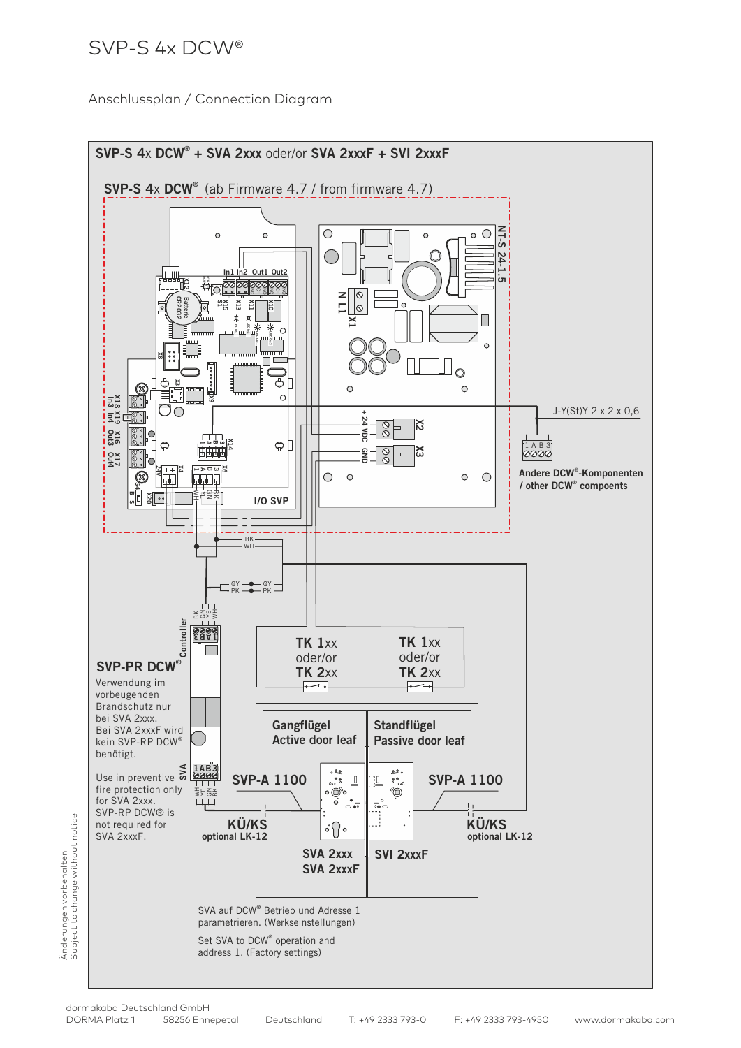# SVP-S 4x DCW®

## Anschlussplan / Connection Diagram

**SVP-S 4x DCW® + SVA 2xxx oder/or SVA 2xxxF + SVI 2xxxF**

**SVP-S 4x DCW®** (ab Firmware 4.7 / from firmware 4.7)

NT-S 24-1.5

N L1 X1

+24 VDC X2

GND X3

In1 In2 Out1 Out2

X12 Batterie CR2032

X15 S1 X13 X11 X10

X8

X3

X9

X18 In3 X19 In4 X16 Out3 X17 Out4

X14 1 A B 3

X4 24V

X6 1 A B 3

X20 B S

I/O SVP

BK WH YE GN

J-Y(St)Y 2 x 2 x 0,6

1 A B 3

**Andere DCW®-Komponenten / other DCW® compoents**

BK
WH

GY — GY
PK — PK

**Controller**

BK GN YE WH

1 A B 3

**SVP-PR DCW®**

Verwendung im vorbeugenden Brandschutz nur bei SVA 2xxx. Bei SVA 2xxxF wird kein SVP-RP DCW® benötigt.

Use in preventive fire protection only for SVA 2xxx. SVP-RP DCW® is not required for SVA 2xxxF.

**SVA**

1 A B 3

WH YE GN BK

**TK 1**xx oder/or **TK 2**xx

**TK 1**xx oder/or **TK 2**xx

**Gangflügel Active door leaf**

**Standflügel Passive door leaf**

**SVP-A 1100**

**SVP-A 1100**

**KÜ/KS optional LK-12**

**KÜ/KS optional LK-12**

**SVA 2xxx**
**SVA 2xxxF**

**SVI 2xxxF**

SVA auf DCW® Betrieb und Adresse 1 parametrieren. (Werkseinstellungen)

Set SVA to DCW® operation and address 1. (Factory settings)

Änderungen vorbehalten
Subject to change without notice

dormakaba Deutschland GmbH
DORMA Platz 1 58256 Ennepetal Deutschland T: +49 2333 793-0 F: +49 2333 793-4950 www.dormakaba.com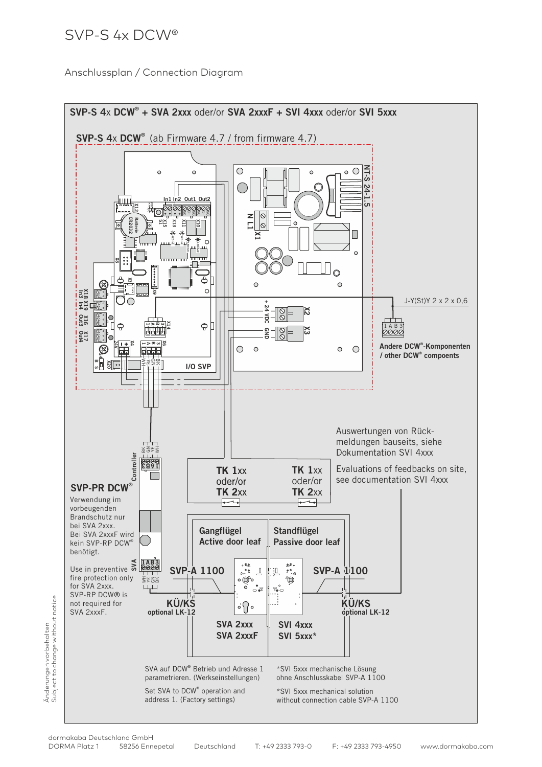# SVP-S 4x DCW®

## Anschlussplan / Connection Diagram

**SVP-S 4x DCW® + SVA 2xxx** oder/or **SVA 2xxxF + SVI 4xxx** oder/or **SVI 5xxx**

**SVP-S 4x DCW®** (ab Firmware 4.7 / from firmware 4.7)

NT-S 24-1,5

N L1
X1

In1 In2 Out1 Out2

X12
Batterie CR2032

X15 S1
X13
X11
X10

X8

X3

X9

X18 X19 X16 X17
In3 In4 Out3 Out4

+ 24 VDC
GND
X2
X3

X14
1 A B 3

X4
24V
X6
1 A B 3

WH YE GN BK

S4
B S
X20

I/O SVP

J-Y(St)Y 2 x 2 x 0,6

1 A B 3

**Andere DCW®-Komponenten / other DCW® compoents**

BK GN YE WH
1 A B 3
Controller

**SVP-PR DCW®**

Verwendung im vorbeugenden Brandschutz nur bei SVA 2xxx. Bei SVA 2xxxF wird kein SVP-RP DCW® benötigt.

Use in preventive fire protection only for SVA 2xxx. SVP-RP DCW® is not required for SVA 2xxxF.

SVA
1 A B 3
WH YE GN BK

**TK 1**xx oder/or **TK 2**xx

**TK 1**xx oder/or **TK 2**xx

Auswertungen von Rückmeldungen bauseits, siehe Dokumentation SVI 4xxx

Evaluations of feedbacks on site, see documentation SVI 4xxx

**Gangflügel**
**Active door leaf**

**Standflügel**
**Passive door leaf**

**SVP-A 1100**

**SVP-A 1100**

**KÜ/KS**
**optional LK-12**

**KÜ/KS**
**optional LK-12**

**SVA 2xxx**
**SVA 2xxxF**

**SVI 4xxx**
**SVI 5xxx***

SVA auf DCW® Betrieb und Adresse 1 parametrieren. (Werkseinstellungen)

Set SVA to DCW® operation and address 1. (Factory settings)

*SVI 5xxx mechanische Lösung ohne Anschlusskabel SVP-A 1100

*SVI 5xxx mechanical solution without connection cable SVP-A 1100

Änderungen vorbehalten
Subject to change without notice

dormakaba Deutschland GmbH
DORMA Platz 1 58256 Ennepetal Deutschland T: +49 2333 793-0 F: +49 2333 793-4950 www.dormakaba.com